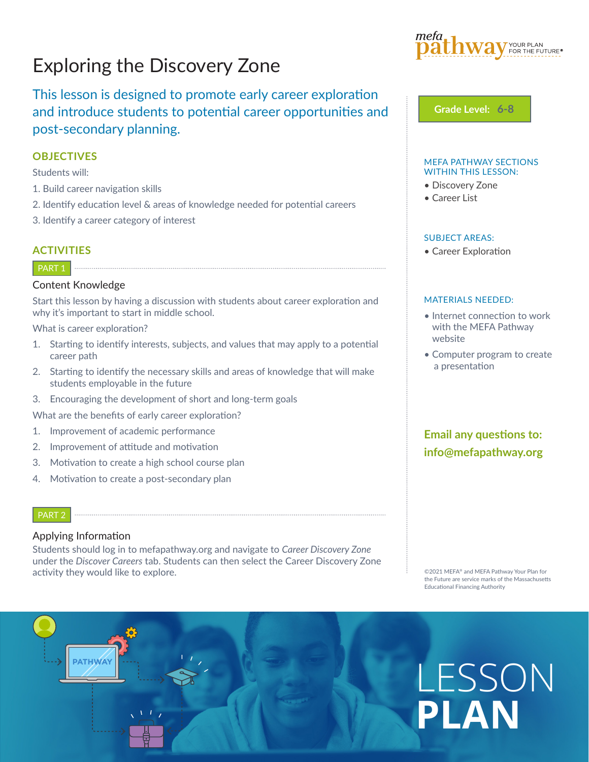# Exploring the Discovery Zone

This lesson is designed to promote early career exploration and introduce students to potential career opportunities and post-secondary planning.

**Grade Level: 6-8**

## OBJECTIVES

Students will:

1. Build career navigation skills
2. Identify education level & areas of knowledge needed for potential careers
3. Identify a career category of interest

## ACTIVITIES

### PART 1

#### Content Knowledge

Start this lesson by having a discussion with students about career exploration and why it's important to start in middle school.

What is career exploration?

1. Starting to identify interests, subjects, and values that may apply to a potential career path
2. Starting to identify the necessary skills and areas of knowledge that will make students employable in the future
3. Encouraging the development of short and long-term goals

What are the benefits of early career exploration?

1. Improvement of academic performance
2. Improvement of attitude and motivation
3. Motivation to create a high school course plan
4. Motivation to create a post-secondary plan

### PART 2

#### Applying Information

Students should log in to mefapathway.org and navigate to *Career Discovery Zone* under the *Discover Careers* tab. Students can then select the Career Discovery Zone activity they would like to explore.

---

**MEFA PATHWAY SECTIONS WITHIN THIS LESSON:**

- Discovery Zone
- Career List

**SUBJECT AREAS:**

- Career Exploration

**MATERIALS NEEDED:**

- Internet connection to work with the MEFA Pathway website
- Computer program to create a presentation

**Email any questions to: info@mefapathway.org**

©2021 MEFA® and MEFA Pathway Your Plan for the Future are service marks of the Massachusetts Educational Financing Authority

LESSON **PLAN**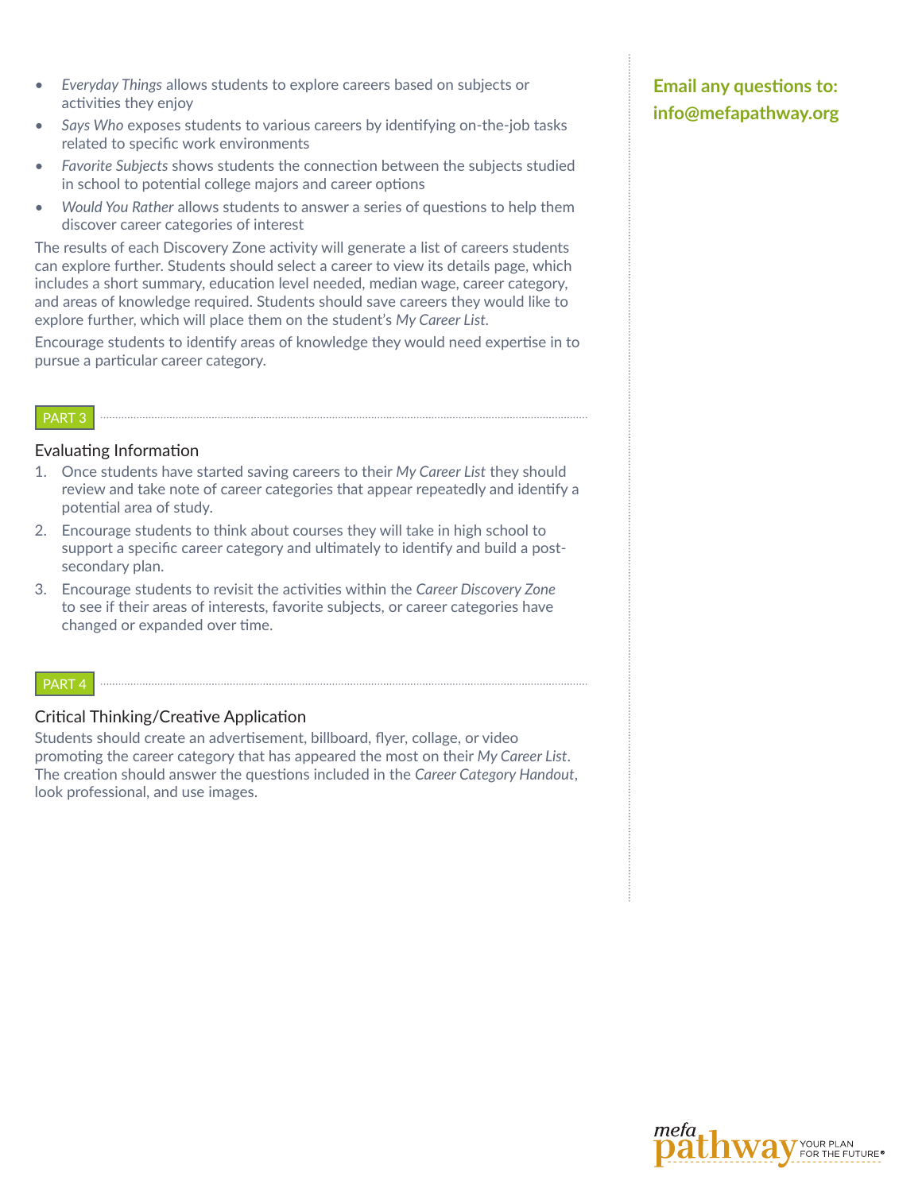- *Everyday Things* allows students to explore careers based on subjects or activities they enjoy
- *Says Who* exposes students to various careers by identifying on-the-job tasks related to specific work environments
- *Favorite Subjects* shows students the connection between the subjects studied in school to potential college majors and career options
- *Would You Rather* allows students to answer a series of questions to help them discover career categories of interest

The results of each Discovery Zone activity will generate a list of careers students can explore further. Students should select a career to view its details page, which includes a short summary, education level needed, median wage, career category, and areas of knowledge required. Students should save careers they would like to explore further, which will place them on the student's *My Career List*.

Encourage students to identify areas of knowledge they would need expertise in to pursue a particular career category.

**Email any questions to: info@mefapathway.org**

PART 3

## Evaluating Information

1. Once students have started saving careers to their *My Career List* they should review and take note of career categories that appear repeatedly and identify a potential area of study.
2. Encourage students to think about courses they will take in high school to support a specific career category and ultimately to identify and build a post-secondary plan.
3. Encourage students to revisit the activities within the *Career Discovery Zone* to see if their areas of interests, favorite subjects, or career categories have changed or expanded over time.

PART 4

## Critical Thinking/Creative Application

Students should create an advertisement, billboard, flyer, collage, or video promoting the career category that has appeared the most on their *My Career List*. The creation should answer the questions included in the *Career Category Handout*, look professional, and use images.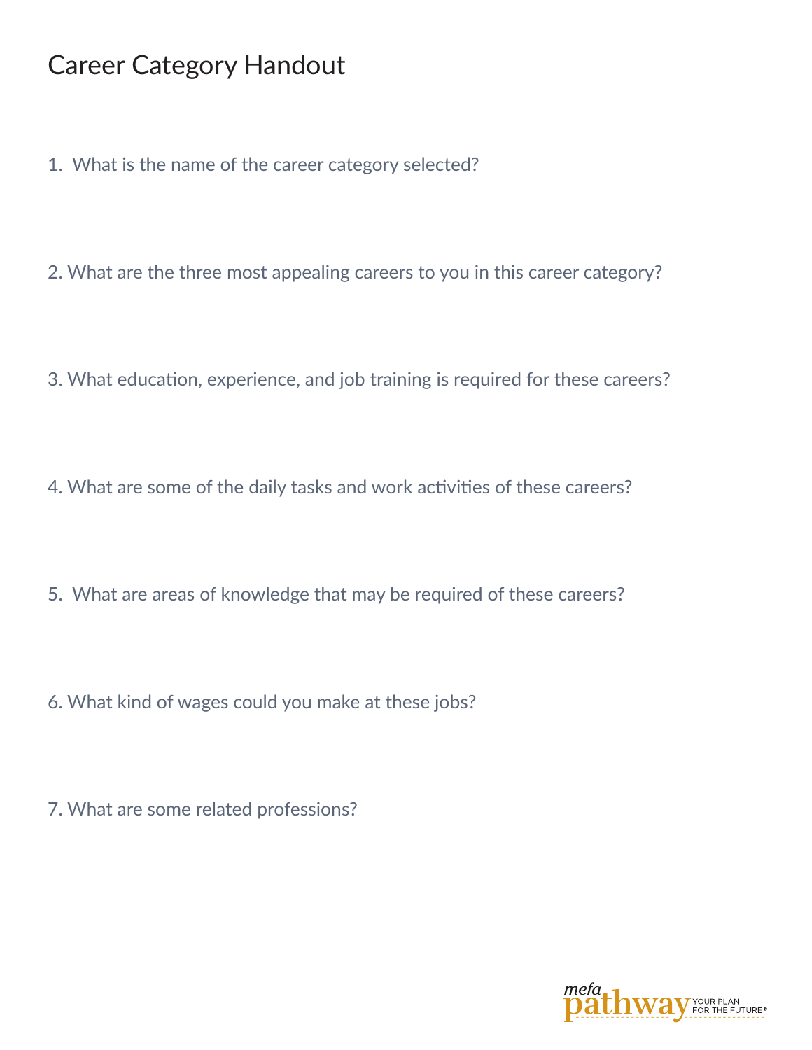# Career Category Handout

1. What is the name of the career category selected?

2. What are the three most appealing careers to you in this career category?

3. What education, experience, and job training is required for these careers?

4. What are some of the daily tasks and work activities of these careers?

5. What are areas of knowledge that may be required of these careers?

6. What kind of wages could you make at these jobs?

7. What are some related professions?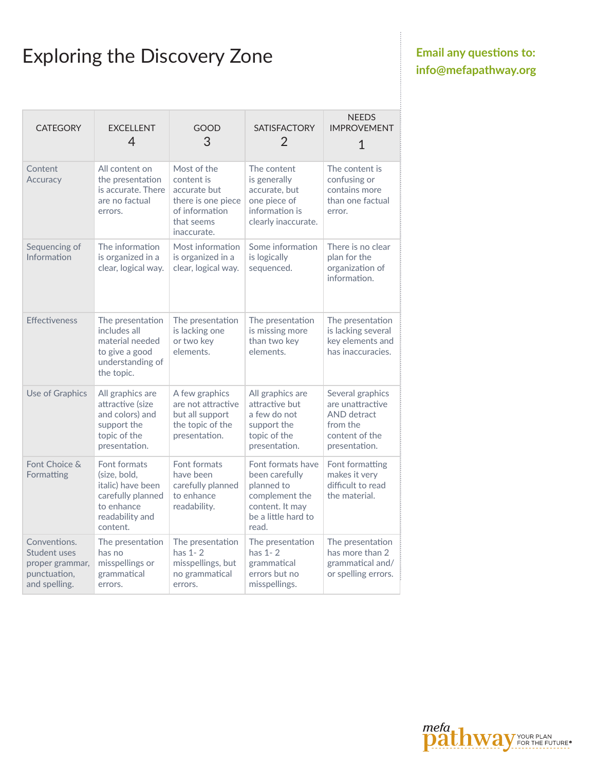# Exploring the Discovery Zone

**Email any questions to: info@mefapathway.org**

| CATEGORY | EXCELLENT 4 | GOOD 3 | SATISFACTORY 2 | NEEDS IMPROVEMENT 1 |
|---|---|---|---|---|
| Content Accuracy | All content on the presentation is accurate. There are no factual errors. | Most of the content is accurate but there is one piece of information that seems inaccurate. | The content is generally accurate, but one piece of information is clearly inaccurate. | The content is confusing or contains more than one factual error. |
| Sequencing of Information | The information is organized in a clear, logical way. | Most information is organized in a clear, logical way. | Some information is logically sequenced. | There is no clear plan for the organization of information. |
| Effectiveness | The presentation includes all material needed to give a good understanding of the topic. | The presentation is lacking one or two key elements. | The presentation is missing more than two key elements. | The presentation is lacking several key elements and has inaccuracies. |
| Use of Graphics | All graphics are attractive (size and colors) and support the topic of the presentation. | A few graphics are not attractive but all support the topic of the presentation. | All graphics are attractive but a few do not support the topic of the presentation. | Several graphics are unattractive AND detract from the content of the presentation. |
| Font Choice & Formatting | Font formats (size, bold, italic) have been carefully planned to enhance readability and content. | Font formats have been carefully planned to enhance readability. | Font formats have been carefully planned to complement the content. It may be a little hard to read. | Font formatting makes it very difficult to read the material. |
| Conventions. Student uses proper grammar, punctuation, and spelling. | The presentation has no misspellings or grammatical errors. | The presentation has 1- 2 misspellings, but no grammatical errors. | The presentation has 1- 2 grammatical errors but no misspellings. | The presentation has more than 2 grammatical and/or spelling errors. |